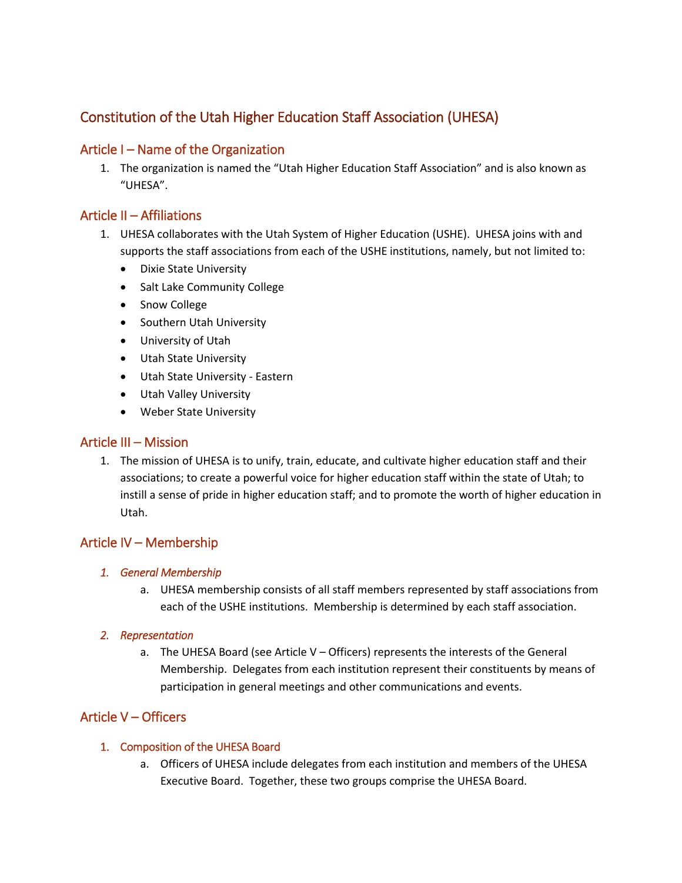# Constitution of the Utah Higher Education Staff Association (UHESA)

## Article I – Name of the Organization

1. The organization is named the "Utah Higher Education Staff Association" and is also known as "UHESA".

## Article II – Affiliations

1. UHESA collaborates with the Utah System of Higher Education (USHE). UHESA joins with and supports the staff associations from each of the USHE institutions, namely, but not limited to:
   - Dixie State University
   - Salt Lake Community College
   - Snow College
   - Southern Utah University
   - University of Utah
   - Utah State University
   - Utah State University - Eastern
   - Utah Valley University
   - Weber State University

## Article III – Mission

1. The mission of UHESA is to unify, train, educate, and cultivate higher education staff and their associations; to create a powerful voice for higher education staff within the state of Utah; to instill a sense of pride in higher education staff; and to promote the worth of higher education in Utah.

## Article IV – Membership

1. *General Membership*
   a. UHESA membership consists of all staff members represented by staff associations from each of the USHE institutions. Membership is determined by each staff association.

2. *Representation*
   a. The UHESA Board (see Article V – Officers) represents the interests of the General Membership. Delegates from each institution represent their constituents by means of participation in general meetings and other communications and events.

## Article V – Officers

1. Composition of the UHESA Board
   a. Officers of UHESA include delegates from each institution and members of the UHESA Executive Board. Together, these two groups comprise the UHESA Board.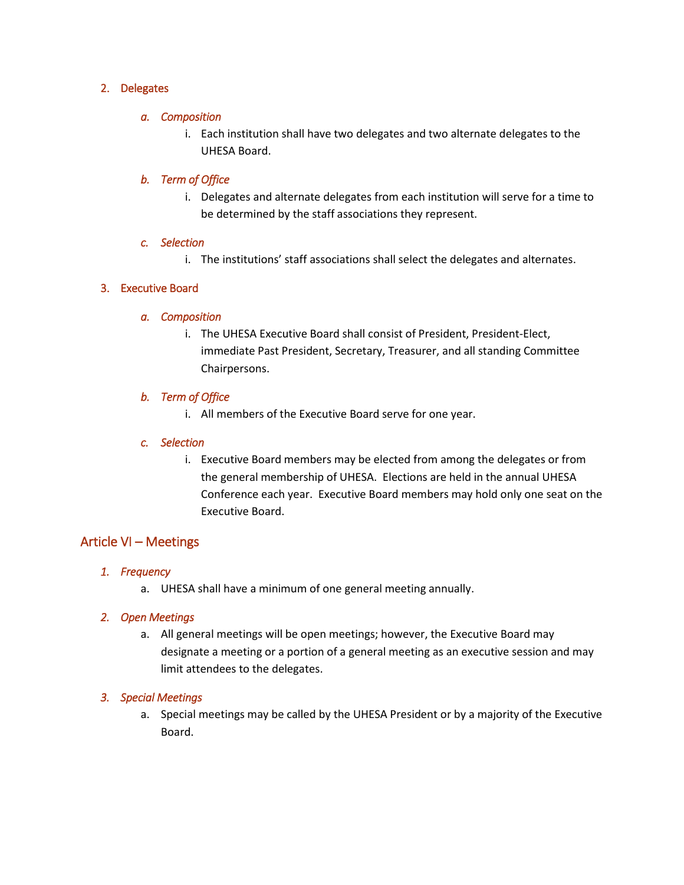2. Delegates

   a. *Composition*

      i. Each institution shall have two delegates and two alternate delegates to the UHESA Board.

   b. *Term of Office*

      i. Delegates and alternate delegates from each institution will serve for a time to be determined by the staff associations they represent.

   c. *Selection*

      i. The institutions' staff associations shall select the delegates and alternates.

3. Executive Board

   a. *Composition*

      i. The UHESA Executive Board shall consist of President, President-Elect, immediate Past President, Secretary, Treasurer, and all standing Committee Chairpersons.

   b. *Term of Office*

      i. All members of the Executive Board serve for one year.

   c. *Selection*

      i. Executive Board members may be elected from among the delegates or from the general membership of UHESA. Elections are held in the annual UHESA Conference each year. Executive Board members may hold only one seat on the Executive Board.

## Article VI – Meetings

1. *Frequency*

   a. UHESA shall have a minimum of one general meeting annually.

2. *Open Meetings*

   a. All general meetings will be open meetings; however, the Executive Board may designate a meeting or a portion of a general meeting as an executive session and may limit attendees to the delegates.

3. *Special Meetings*

   a. Special meetings may be called by the UHESA President or by a majority of the Executive Board.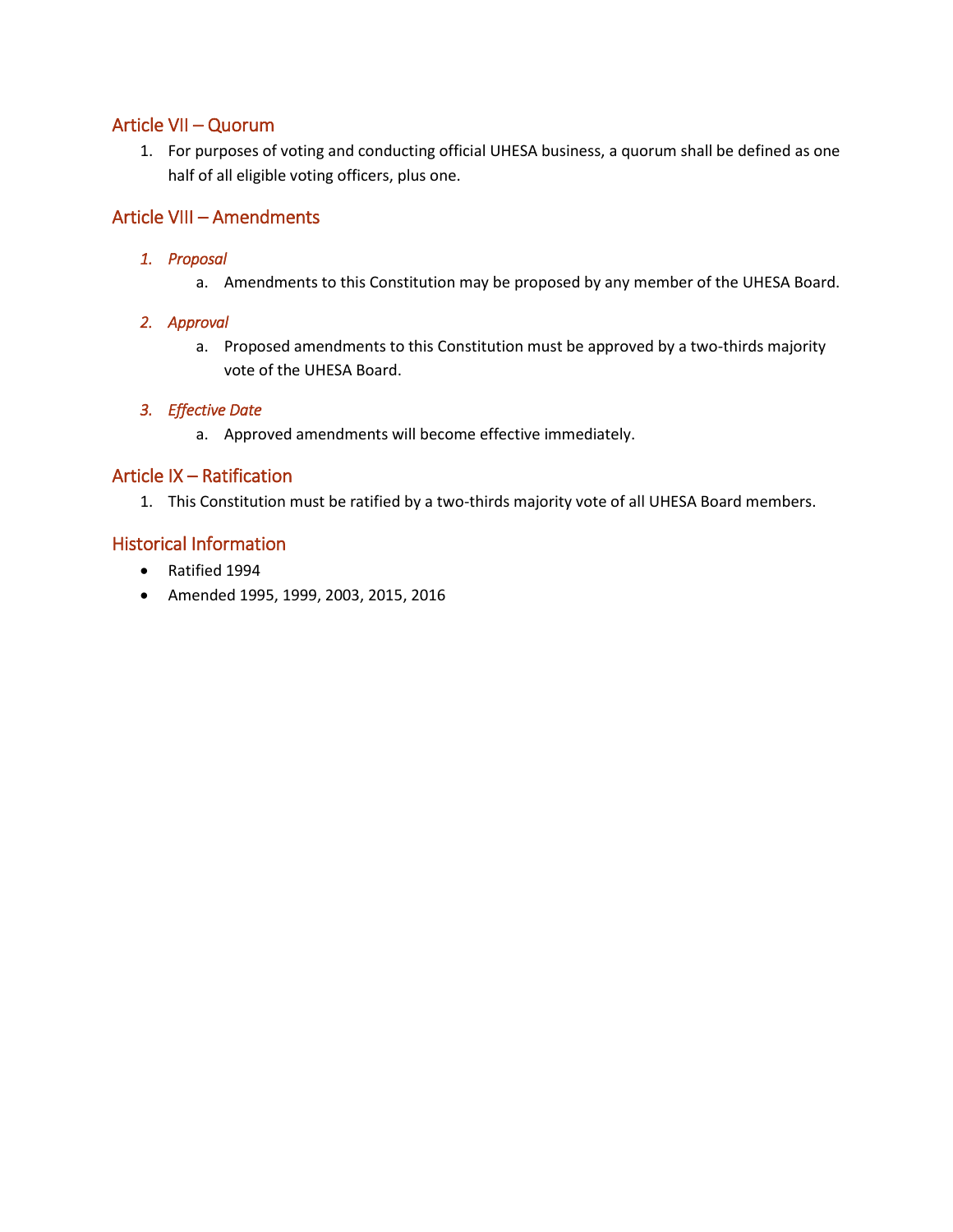## Article VII – Quorum

1. For purposes of voting and conducting official UHESA business, a quorum shall be defined as one half of all eligible voting officers, plus one.

## Article VIII – Amendments

1. *Proposal*
    a. Amendments to this Constitution may be proposed by any member of the UHESA Board.
2. *Approval*
    a. Proposed amendments to this Constitution must be approved by a two-thirds majority vote of the UHESA Board.
3. *Effective Date*
    a. Approved amendments will become effective immediately.

## Article IX – Ratification

1. This Constitution must be ratified by a two-thirds majority vote of all UHESA Board members.

## Historical Information

- Ratified 1994
- Amended 1995, 1999, 2003, 2015, 2016